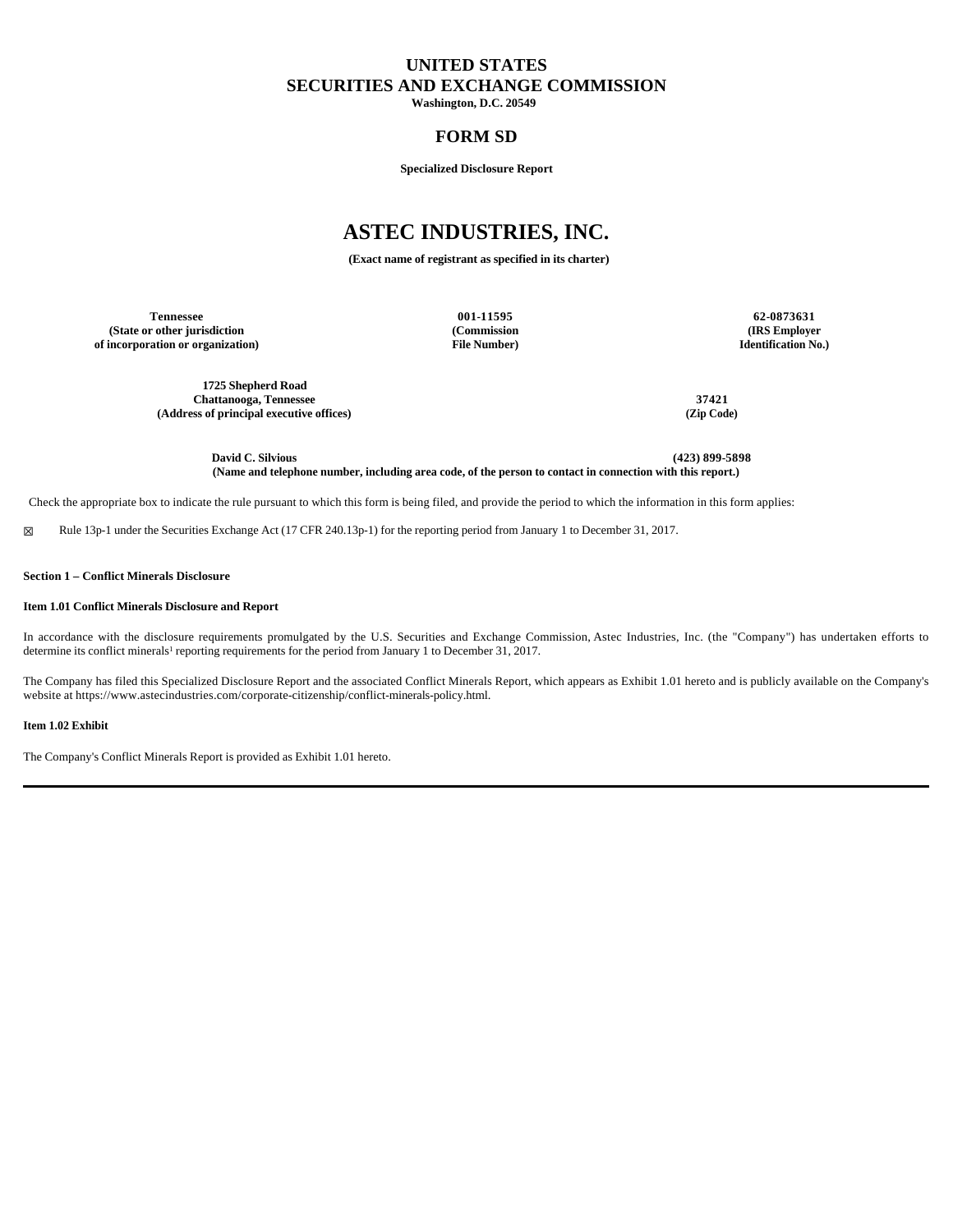# UNITED STATES
# SECURITIES AND EXCHANGE COMMISSION

**Washington, D.C. 20549**

## FORM SD

**Specialized Disclosure Report**

# ASTEC INDUSTRIES, INC.

**(Exact name of registrant as specified in its charter)**

| Tennessee | 001-11595 | 62-0873631 |
|---|---|---|
| (State or other jurisdiction of incorporation or organization) | (Commission File Number) | (IRS Employer Identification No.) |

| 1725 Shepherd Road Chattanooga, Tennessee | 37421 |
|---|---|
| (Address of principal executive offices) | (Zip Code) |

**David C. Silvious** **(423) 899-5898**
**(Name and telephone number, including area code, of the person to contact in connection with this report.)**

Check the appropriate box to indicate the rule pursuant to which this form is being filed, and provide the period to which the information in this form applies:

☒ Rule 13p-1 under the Securities Exchange Act (17 CFR 240.13p-1) for the reporting period from January 1 to December 31, 2017.

**Section 1 – Conflict Minerals Disclosure**

**Item 1.01 Conflict Minerals Disclosure and Report**

In accordance with the disclosure requirements promulgated by the U.S. Securities and Exchange Commission, Astec Industries, Inc. (the "Company") has undertaken efforts to determine its conflict minerals[1] reporting requirements for the period from January 1 to December 31, 2017.

The Company has filed this Specialized Disclosure Report and the associated Conflict Minerals Report, which appears as Exhibit 1.01 hereto and is publicly available on the Company's website at https://www.astecindustries.com/corporate-citizenship/conflict-minerals-policy.html.

**Item 1.02 Exhibit**

The Company's Conflict Minerals Report is provided as Exhibit 1.01 hereto.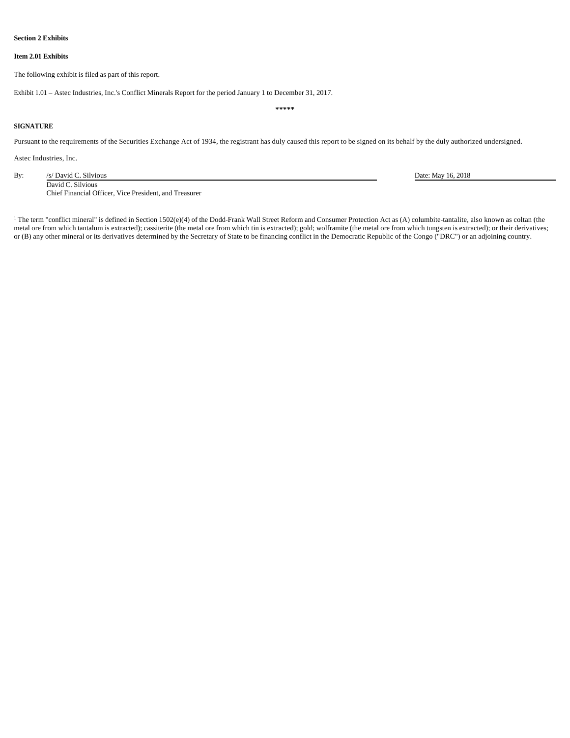**Section 2 Exhibits**

**Item 2.01 Exhibits**

The following exhibit is filed as part of this report.

Exhibit 1.01 – Astec Industries, Inc.'s Conflict Minerals Report for the period January 1 to December 31, 2017.

*****

**SIGNATURE**

Pursuant to the requirements of the Securities Exchange Act of 1934, the registrant has duly caused this report to be signed on its behalf by the duly authorized undersigned.

Astec Industries, Inc.

By: /s/ David C. Silvious
David C. Silvious
Chief Financial Officer, Vice President, and Treasurer

Date: May 16, 2018

[1] The term "conflict mineral" is defined in Section 1502(e)(4) of the Dodd-Frank Wall Street Reform and Consumer Protection Act as (A) columbite-tantalite, also known as coltan (the metal ore from which tantalum is extracted); cassiterite (the metal ore from which tin is extracted); gold; wolframite (the metal ore from which tungsten is extracted); or their derivatives; or (B) any other mineral or its derivatives determined by the Secretary of State to be financing conflict in the Democratic Republic of the Congo ("DRC") or an adjoining country.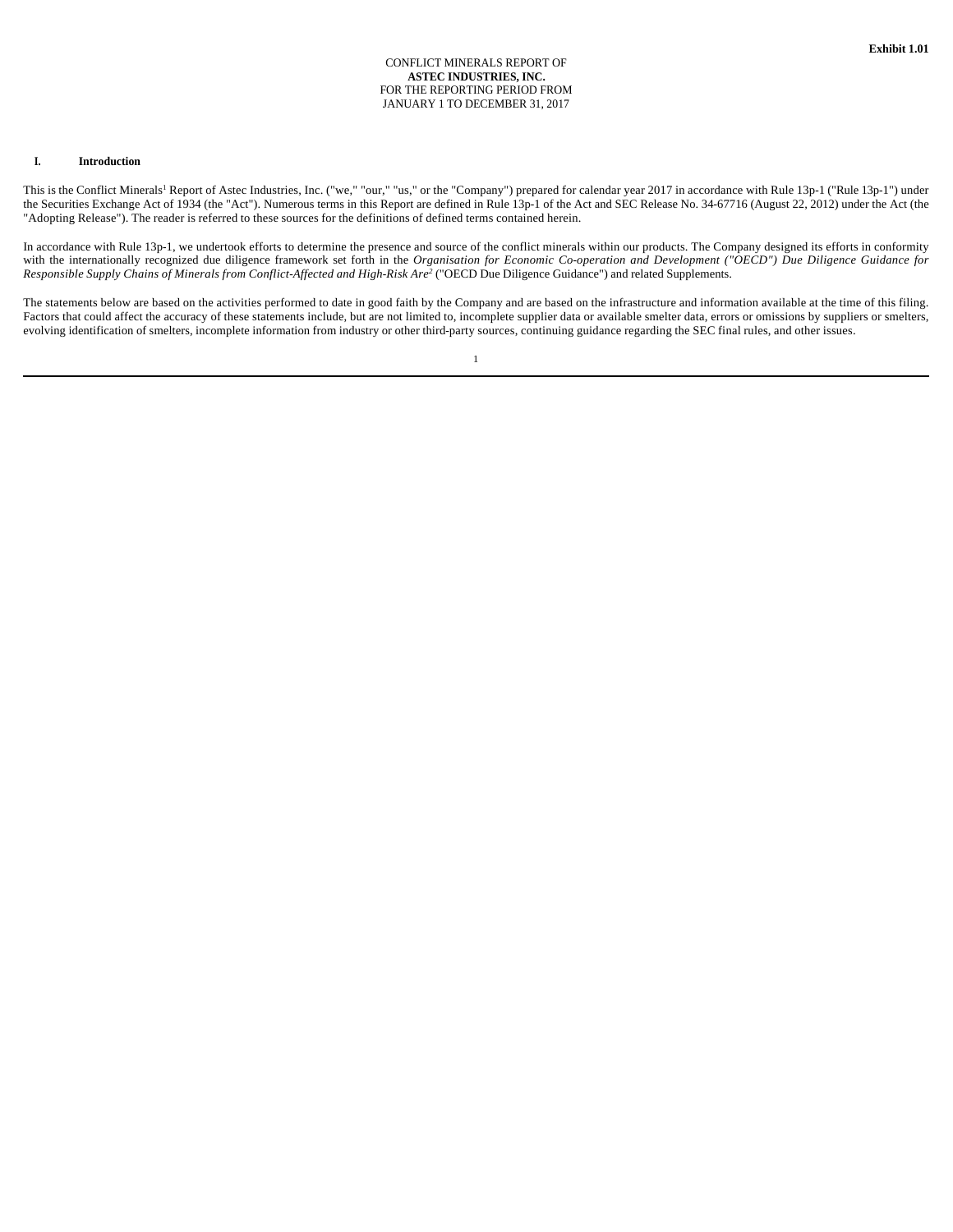**Exhibit 1.01**

CONFLICT MINERALS REPORT OF
**ASTEC INDUSTRIES, INC.**
FOR THE REPORTING PERIOD FROM
JANUARY 1 TO DECEMBER 31, 2017

## I. Introduction

This is the Conflict Minerals[1] Report of Astec Industries, Inc. ("we," "our," "us," or the "Company") prepared for calendar year 2017 in accordance with Rule 13p-1 ("Rule 13p-1") under the Securities Exchange Act of 1934 (the "Act"). Numerous terms in this Report are defined in Rule 13p-1 of the Act and SEC Release No. 34-67716 (August 22, 2012) under the Act (the "Adopting Release"). The reader is referred to these sources for the definitions of defined terms contained herein.

In accordance with Rule 13p-1, we undertook efforts to determine the presence and source of the conflict minerals within our products. The Company designed its efforts in conformity with the internationally recognized due diligence framework set forth in the *Organisation for Economic Co-operation and Development ("OECD") Due Diligence Guidance for Responsible Supply Chains of Minerals from Conflict-Affected and High-Risk Are*[2] ("OECD Due Diligence Guidance") and related Supplements.

The statements below are based on the activities performed to date in good faith by the Company and are based on the infrastructure and information available at the time of this filing. Factors that could affect the accuracy of these statements include, but are not limited to, incomplete supplier data or available smelter data, errors or omissions by suppliers or smelters, evolving identification of smelters, incomplete information from industry or other third-party sources, continuing guidance regarding the SEC final rules, and other issues.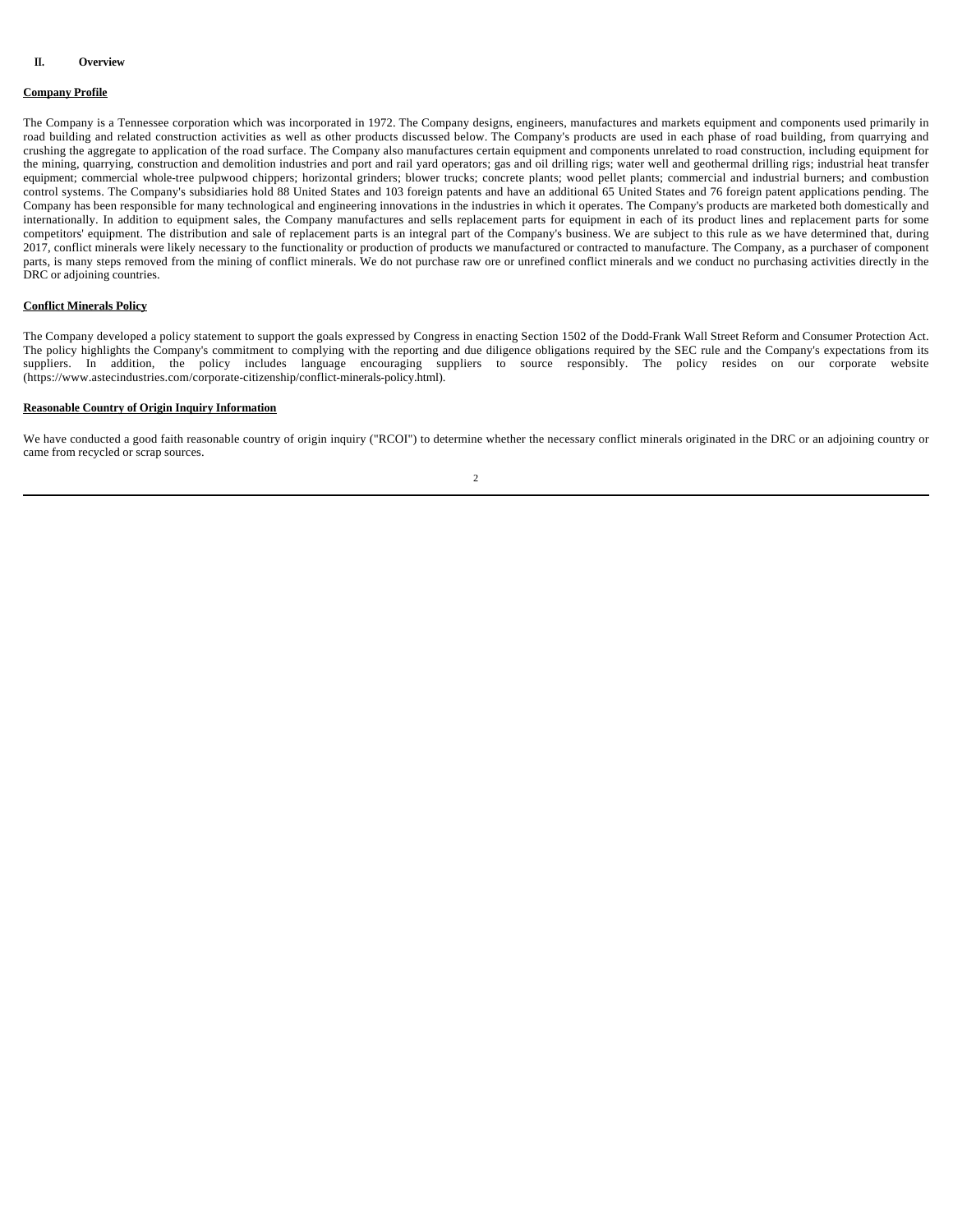## II. Overview

**Company Profile**

The Company is a Tennessee corporation which was incorporated in 1972. The Company designs, engineers, manufactures and markets equipment and components used primarily in road building and related construction activities as well as other products discussed below. The Company's products are used in each phase of road building, from quarrying and crushing the aggregate to application of the road surface. The Company also manufactures certain equipment and components unrelated to road construction, including equipment for the mining, quarrying, construction and demolition industries and port and rail yard operators; gas and oil drilling rigs; water well and geothermal drilling rigs; industrial heat transfer equipment; commercial whole-tree pulpwood chippers; horizontal grinders; blower trucks; concrete plants; wood pellet plants; commercial and industrial burners; and combustion control systems. The Company's subsidiaries hold 88 United States and 103 foreign patents and have an additional 65 United States and 76 foreign patent applications pending. The Company has been responsible for many technological and engineering innovations in the industries in which it operates. The Company's products are marketed both domestically and internationally. In addition to equipment sales, the Company manufactures and sells replacement parts for equipment in each of its product lines and replacement parts for some competitors' equipment. The distribution and sale of replacement parts is an integral part of the Company's business. We are subject to this rule as we have determined that, during 2017, conflict minerals were likely necessary to the functionality or production of products we manufactured or contracted to manufacture. The Company, as a purchaser of component parts, is many steps removed from the mining of conflict minerals. We do not purchase raw ore or unrefined conflict minerals and we conduct no purchasing activities directly in the DRC or adjoining countries.

**Conflict Minerals Policy**

The Company developed a policy statement to support the goals expressed by Congress in enacting Section 1502 of the Dodd-Frank Wall Street Reform and Consumer Protection Act. The policy highlights the Company's commitment to complying with the reporting and due diligence obligations required by the SEC rule and the Company's expectations from its suppliers. In addition, the policy includes language encouraging suppliers to source responsibly. The policy resides on our corporate website (https://www.astecindustries.com/corporate-citizenship/conflict-minerals-policy.html).

**Reasonable Country of Origin Inquiry Information**

We have conducted a good faith reasonable country of origin inquiry ("RCOI") to determine whether the necessary conflict minerals originated in the DRC or an adjoining country or came from recycled or scrap sources.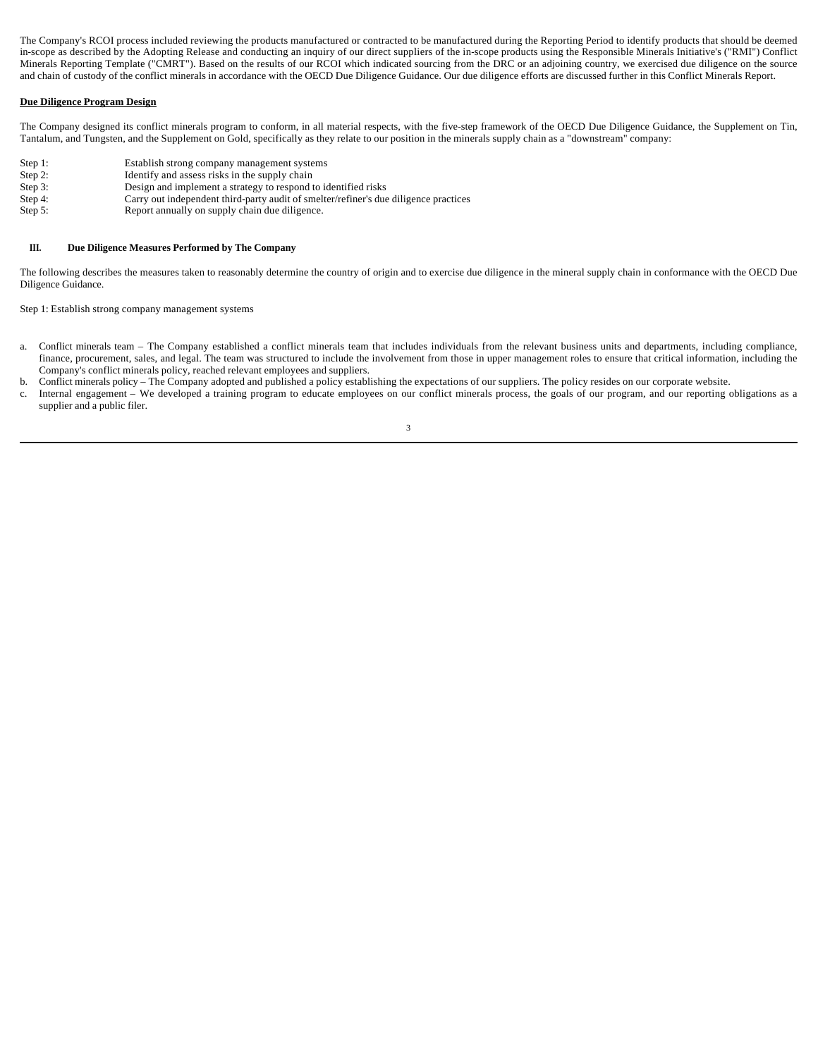The Company's RCOI process included reviewing the products manufactured or contracted to be manufactured during the Reporting Period to identify products that should be deemed in-scope as described by the Adopting Release and conducting an inquiry of our direct suppliers of the in-scope products using the Responsible Minerals Initiative's ("RMI") Conflict Minerals Reporting Template ("CMRT"). Based on the results of our RCOI which indicated sourcing from the DRC or an adjoining country, we exercised due diligence on the source and chain of custody of the conflict minerals in accordance with the OECD Due Diligence Guidance. Our due diligence efforts are discussed further in this Conflict Minerals Report.

**Due Diligence Program Design**

The Company designed its conflict minerals program to conform, in all material respects, with the five-step framework of the OECD Due Diligence Guidance, the Supplement on Tin, Tantalum, and Tungsten, and the Supplement on Gold, specifically as they relate to our position in the minerals supply chain as a "downstream" company:

| | |
|---|---|
| Step 1: | Establish strong company management systems |
| Step 2: | Identify and assess risks in the supply chain |
| Step 3: | Design and implement a strategy to respond to identified risks |
| Step 4: | Carry out independent third-party audit of smelter/refiner's due diligence practices |
| Step 5: | Report annually on supply chain due diligence. |

## III. Due Diligence Measures Performed by The Company

The following describes the measures taken to reasonably determine the country of origin and to exercise due diligence in the mineral supply chain in conformance with the OECD Due Diligence Guidance.

Step 1: Establish strong company management systems

a. Conflict minerals team – The Company established a conflict minerals team that includes individuals from the relevant business units and departments, including compliance, finance, procurement, sales, and legal. The team was structured to include the involvement from those in upper management roles to ensure that critical information, including the Company's conflict minerals policy, reached relevant employees and suppliers.
b. Conflict minerals policy – The Company adopted and published a policy establishing the expectations of our suppliers. The policy resides on our corporate website.
c. Internal engagement – We developed a training program to educate employees on our conflict minerals process, the goals of our program, and our reporting obligations as a supplier and a public filer.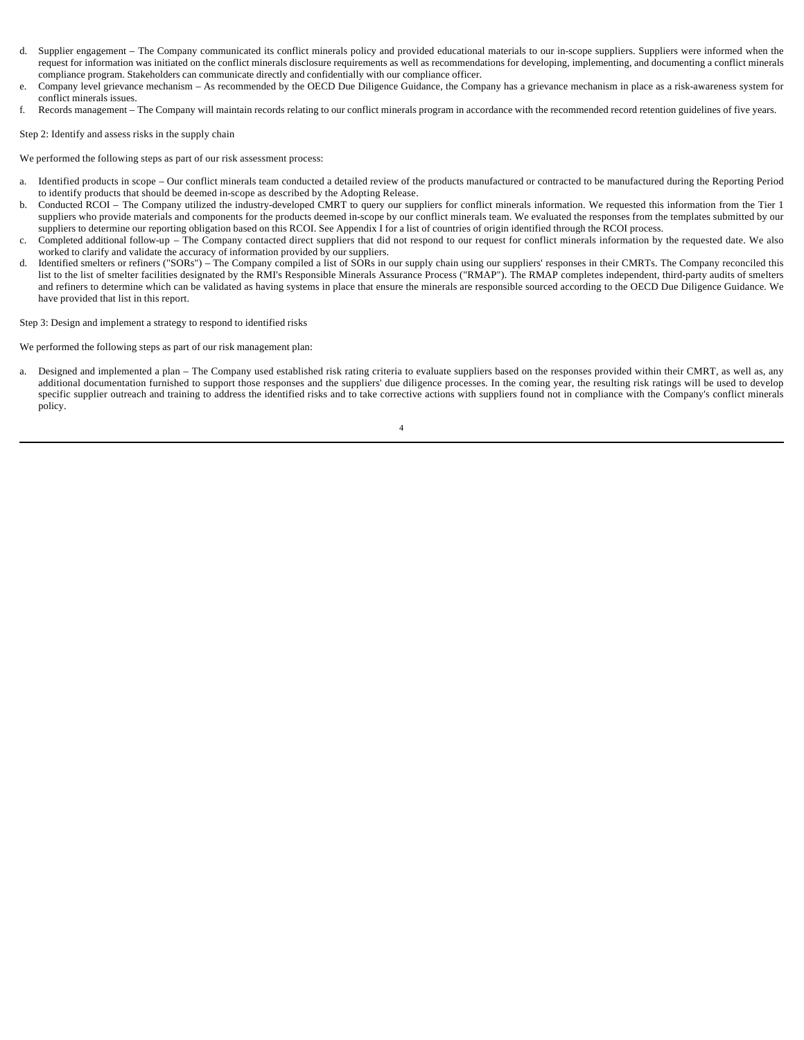d. Supplier engagement – The Company communicated its conflict minerals policy and provided educational materials to our in-scope suppliers. Suppliers were informed when the request for information was initiated on the conflict minerals disclosure requirements as well as recommendations for developing, implementing, and documenting a conflict minerals compliance program. Stakeholders can communicate directly and confidentially with our compliance officer.
e. Company level grievance mechanism – As recommended by the OECD Due Diligence Guidance, the Company has a grievance mechanism in place as a risk-awareness system for conflict minerals issues.
f. Records management – The Company will maintain records relating to our conflict minerals program in accordance with the recommended record retention guidelines of five years.

Step 2: Identify and assess risks in the supply chain

We performed the following steps as part of our risk assessment process:

a. Identified products in scope – Our conflict minerals team conducted a detailed review of the products manufactured or contracted to be manufactured during the Reporting Period to identify products that should be deemed in-scope as described by the Adopting Release.
b. Conducted RCOI – The Company utilized the industry-developed CMRT to query our suppliers for conflict minerals information. We requested this information from the Tier 1 suppliers who provide materials and components for the products deemed in-scope by our conflict minerals team. We evaluated the responses from the templates submitted by our suppliers to determine our reporting obligation based on this RCOI. See Appendix I for a list of countries of origin identified through the RCOI process.
c. Completed additional follow-up – The Company contacted direct suppliers that did not respond to our request for conflict minerals information by the requested date. We also worked to clarify and validate the accuracy of information provided by our suppliers.
d. Identified smelters or refiners ("SORs") – The Company compiled a list of SORs in our supply chain using our suppliers' responses in their CMRTs. The Company reconciled this list to the list of smelter facilities designated by the RMI's Responsible Minerals Assurance Process ("RMAP"). The RMAP completes independent, third-party audits of smelters and refiners to determine which can be validated as having systems in place that ensure the minerals are responsible sourced according to the OECD Due Diligence Guidance. We have provided that list in this report.

Step 3: Design and implement a strategy to respond to identified risks

We performed the following steps as part of our risk management plan:

a. Designed and implemented a plan – The Company used established risk rating criteria to evaluate suppliers based on the responses provided within their CMRT, as well as, any additional documentation furnished to support those responses and the suppliers' due diligence processes. In the coming year, the resulting risk ratings will be used to develop specific supplier outreach and training to address the identified risks and to take corrective actions with suppliers found not in compliance with the Company's conflict minerals policy.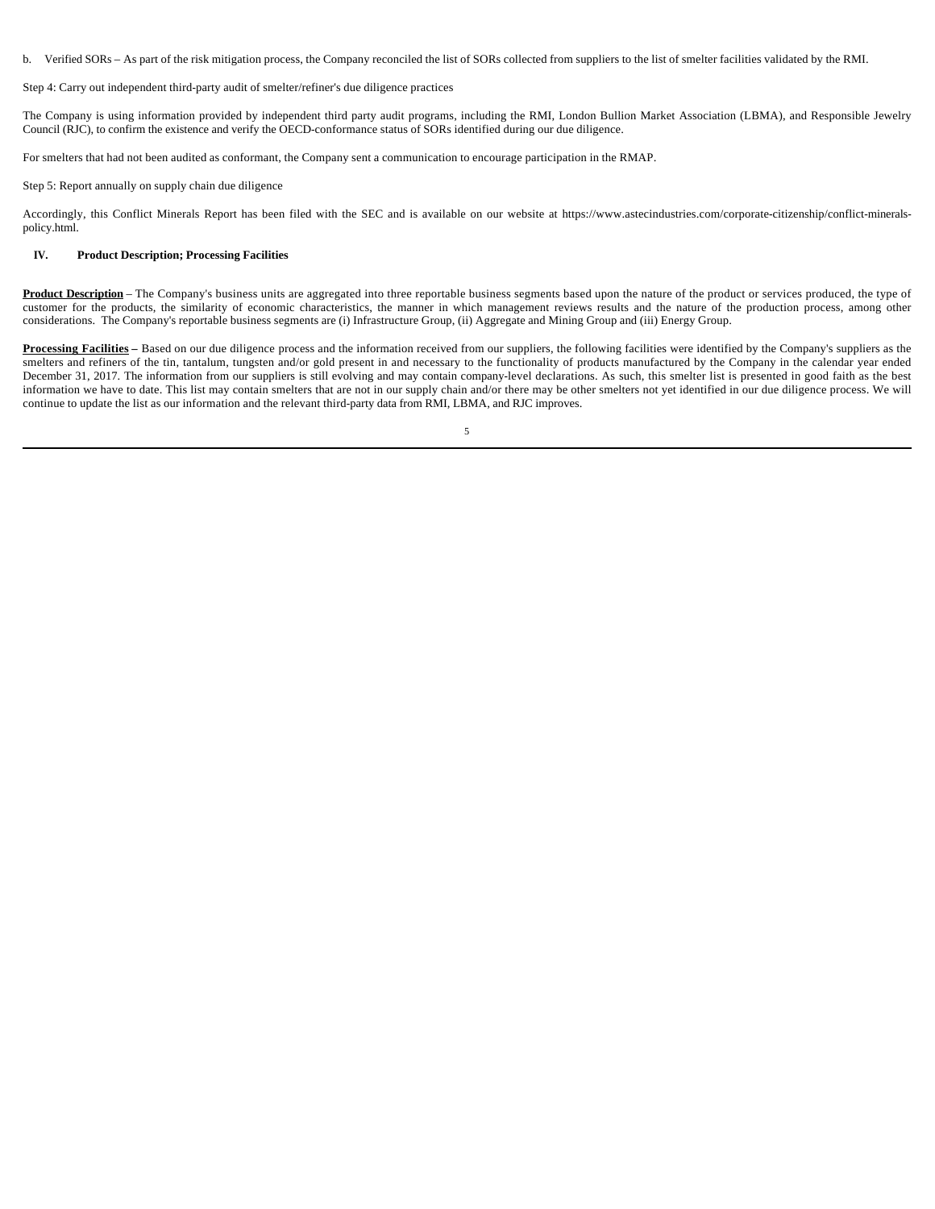b. Verified SORs – As part of the risk mitigation process, the Company reconciled the list of SORs collected from suppliers to the list of smelter facilities validated by the RMI.

Step 4: Carry out independent third-party audit of smelter/refiner's due diligence practices

The Company is using information provided by independent third party audit programs, including the RMI, London Bullion Market Association (LBMA), and Responsible Jewelry Council (RJC), to confirm the existence and verify the OECD-conformance status of SORs identified during our due diligence.

For smelters that had not been audited as conformant, the Company sent a communication to encourage participation in the RMAP.

Step 5: Report annually on supply chain due diligence

Accordingly, this Conflict Minerals Report has been filed with the SEC and is available on our website at https://www.astecindustries.com/corporate-citizenship/conflict-minerals-policy.html.

## IV. Product Description; Processing Facilities

**Product Description** – The Company's business units are aggregated into three reportable business segments based upon the nature of the product or services produced, the type of customer for the products, the similarity of economic characteristics, the manner in which management reviews results and the nature of the production process, among other considerations. The Company's reportable business segments are (i) Infrastructure Group, (ii) Aggregate and Mining Group and (iii) Energy Group.

**Processing Facilities** – Based on our due diligence process and the information received from our suppliers, the following facilities were identified by the Company's suppliers as the smelters and refiners of the tin, tantalum, tungsten and/or gold present in and necessary to the functionality of products manufactured by the Company in the calendar year ended December 31, 2017. The information from our suppliers is still evolving and may contain company-level declarations. As such, this smelter list is presented in good faith as the best information we have to date. This list may contain smelters that are not in our supply chain and/or there may be other smelters not yet identified in our due diligence process. We will continue to update the list as our information and the relevant third-party data from RMI, LBMA, and RJC improves.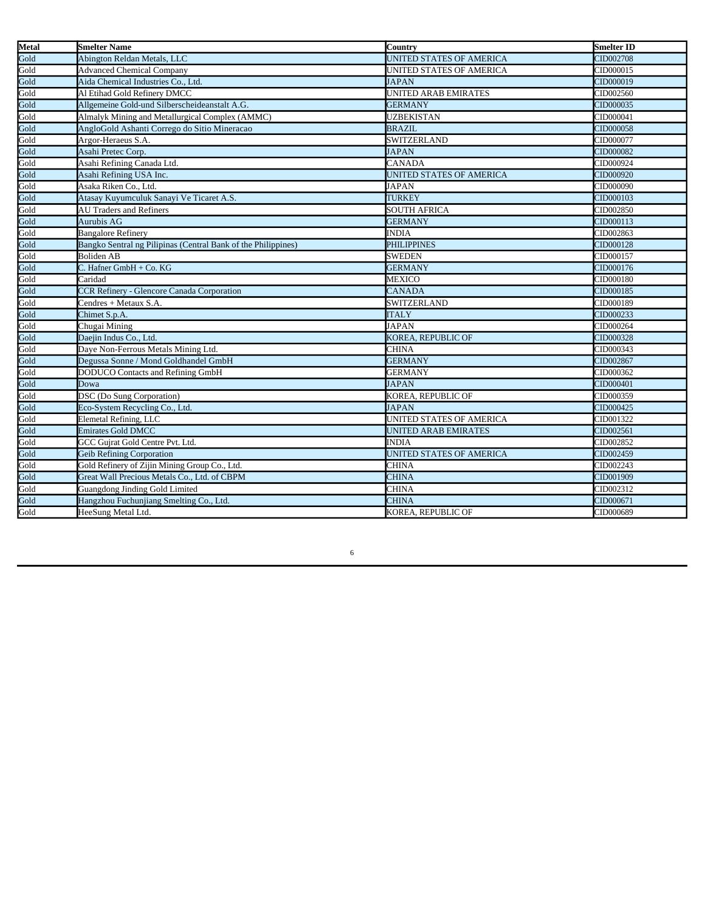| Metal | Smelter Name | Country | Smelter ID |
|---|---|---|---|
| Gold | Abington Reldan Metals, LLC | UNITED STATES OF AMERICA | CID002708 |
| Gold | Advanced Chemical Company | UNITED STATES OF AMERICA | CID000015 |
| Gold | Aida Chemical Industries Co., Ltd. | JAPAN | CID000019 |
| Gold | Al Etihad Gold Refinery DMCC | UNITED ARAB EMIRATES | CID002560 |
| Gold | Allgemeine Gold-und Silberscheideanstalt A.G. | GERMANY | CID000035 |
| Gold | Almalyk Mining and Metallurgical Complex (AMMC) | UZBEKISTAN | CID000041 |
| Gold | AngloGold Ashanti Corrego do Sitio Mineracao | BRAZIL | CID000058 |
| Gold | Argor-Heraeus S.A. | SWITZERLAND | CID000077 |
| Gold | Asahi Pretec Corp. | JAPAN | CID000082 |
| Gold | Asahi Refining Canada Ltd. | CANADA | CID000924 |
| Gold | Asahi Refining USA Inc. | UNITED STATES OF AMERICA | CID000920 |
| Gold | Asaka Riken Co., Ltd. | JAPAN | CID000090 |
| Gold | Atasay Kuyumculuk Sanayi Ve Ticaret A.S. | TURKEY | CID000103 |
| Gold | AU Traders and Refiners | SOUTH AFRICA | CID002850 |
| Gold | Aurubis AG | GERMANY | CID000113 |
| Gold | Bangalore Refinery | INDIA | CID002863 |
| Gold | Bangko Sentral ng Pilipinas (Central Bank of the Philippines) | PHILIPPINES | CID000128 |
| Gold | Boliden AB | SWEDEN | CID000157 |
| Gold | C. Hafner GmbH + Co. KG | GERMANY | CID000176 |
| Gold | Caridad | MEXICO | CID000180 |
| Gold | CCR Refinery - Glencore Canada Corporation | CANADA | CID000185 |
| Gold | Cendres + Metaux S.A. | SWITZERLAND | CID000189 |
| Gold | Chimet S.p.A. | ITALY | CID000233 |
| Gold | Chugai Mining | JAPAN | CID000264 |
| Gold | Daejin Indus Co., Ltd. | KOREA, REPUBLIC OF | CID000328 |
| Gold | Daye Non-Ferrous Metals Mining Ltd. | CHINA | CID000343 |
| Gold | Degussa Sonne / Mond Goldhandel GmbH | GERMANY | CID002867 |
| Gold | DODUCO Contacts and Refining GmbH | GERMANY | CID000362 |
| Gold | Dowa | JAPAN | CID000401 |
| Gold | DSC (Do Sung Corporation) | KOREA, REPUBLIC OF | CID000359 |
| Gold | Eco-System Recycling Co., Ltd. | JAPAN | CID000425 |
| Gold | Elemetal Refining, LLC | UNITED STATES OF AMERICA | CID001322 |
| Gold | Emirates Gold DMCC | UNITED ARAB EMIRATES | CID002561 |
| Gold | GCC Gujrat Gold Centre Pvt. Ltd. | INDIA | CID002852 |
| Gold | Geib Refining Corporation | UNITED STATES OF AMERICA | CID002459 |
| Gold | Gold Refinery of Zijin Mining Group Co., Ltd. | CHINA | CID002243 |
| Gold | Great Wall Precious Metals Co., Ltd. of CBPM | CHINA | CID001909 |
| Gold | Guangdong Jinding Gold Limited | CHINA | CID002312 |
| Gold | Hangzhou Fuchunjiang Smelting Co., Ltd. | CHINA | CID000671 |
| Gold | HeeSung Metal Ltd. | KOREA, REPUBLIC OF | CID000689 |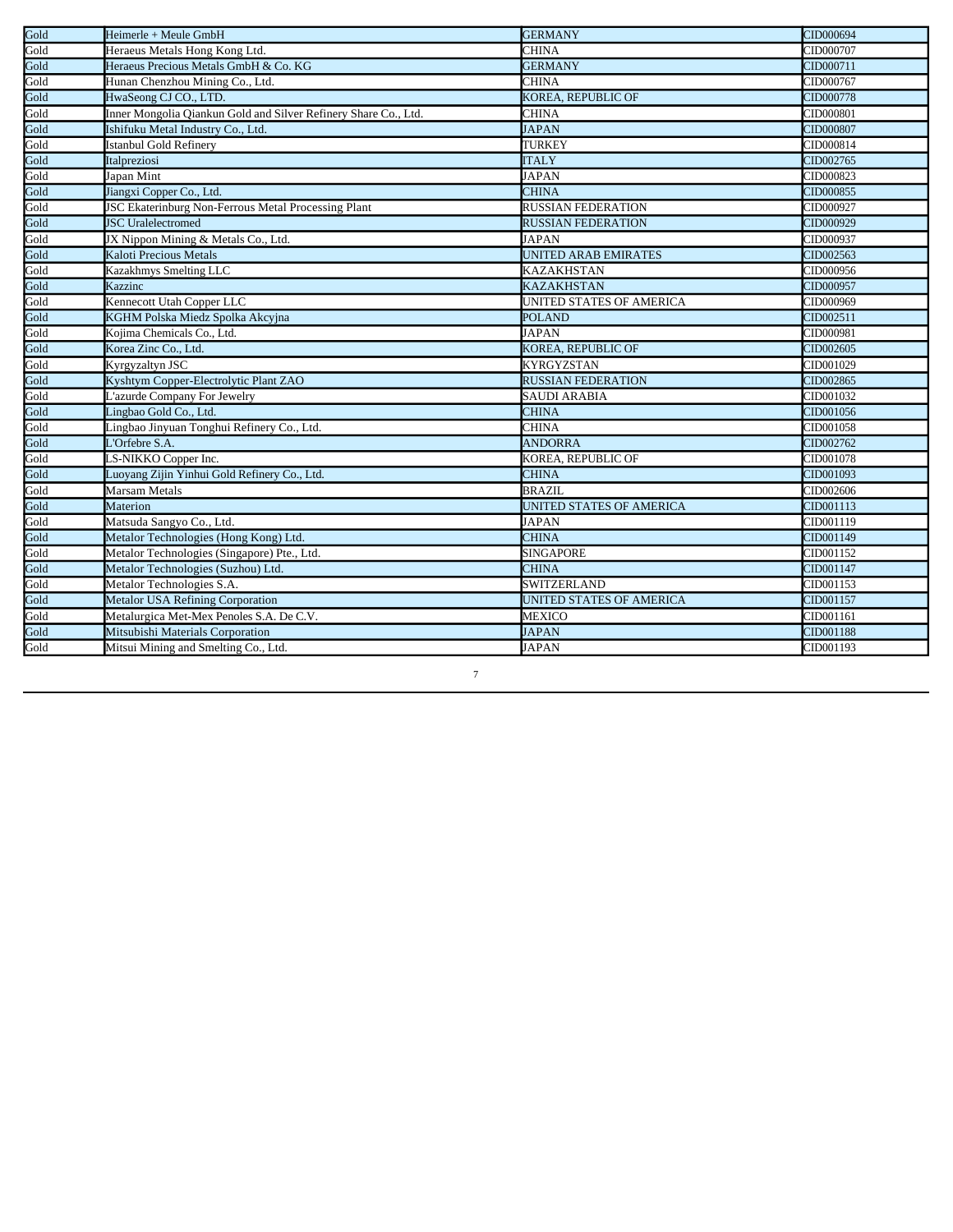| Gold | Heimerle + Meule GmbH | GERMANY | CID000694 |
|---|---|---|---|
| Gold | Heraeus Metals Hong Kong Ltd. | CHINA | CID000707 |
| Gold | Heraeus Precious Metals GmbH & Co. KG | GERMANY | CID000711 |
| Gold | Hunan Chenzhou Mining Co., Ltd. | CHINA | CID000767 |
| Gold | HwaSeong CJ CO., LTD. | KOREA, REPUBLIC OF | CID000778 |
| Gold | Inner Mongolia Qiankun Gold and Silver Refinery Share Co., Ltd. | CHINA | CID000801 |
| Gold | Ishifuku Metal Industry Co., Ltd. | JAPAN | CID000807 |
| Gold | Istanbul Gold Refinery | TURKEY | CID000814 |
| Gold | Italpreziosi | ITALY | CID002765 |
| Gold | Japan Mint | JAPAN | CID000823 |
| Gold | Jiangxi Copper Co., Ltd. | CHINA | CID000855 |
| Gold | JSC Ekaterinburg Non-Ferrous Metal Processing Plant | RUSSIAN FEDERATION | CID000927 |
| Gold | JSC Uralelectromed | RUSSIAN FEDERATION | CID000929 |
| Gold | JX Nippon Mining & Metals Co., Ltd. | JAPAN | CID000937 |
| Gold | Kaloti Precious Metals | UNITED ARAB EMIRATES | CID002563 |
| Gold | Kazakhmys Smelting LLC | KAZAKHSTAN | CID000956 |
| Gold | Kazzinc | KAZAKHSTAN | CID000957 |
| Gold | Kennecott Utah Copper LLC | UNITED STATES OF AMERICA | CID000969 |
| Gold | KGHM Polska Miedz Spolka Akcyjna | POLAND | CID002511 |
| Gold | Kojima Chemicals Co., Ltd. | JAPAN | CID000981 |
| Gold | Korea Zinc Co., Ltd. | KOREA, REPUBLIC OF | CID002605 |
| Gold | Kyrgyzaltyn JSC | KYRGYZSTAN | CID001029 |
| Gold | Kyshtym Copper-Electrolytic Plant ZAO | RUSSIAN FEDERATION | CID002865 |
| Gold | L'azurde Company For Jewelry | SAUDI ARABIA | CID001032 |
| Gold | Lingbao Gold Co., Ltd. | CHINA | CID001056 |
| Gold | Lingbao Jinyuan Tonghui Refinery Co., Ltd. | CHINA | CID001058 |
| Gold | L'Orfebre S.A. | ANDORRA | CID002762 |
| Gold | LS-NIKKO Copper Inc. | KOREA, REPUBLIC OF | CID001078 |
| Gold | Luoyang Zijin Yinhui Gold Refinery Co., Ltd. | CHINA | CID001093 |
| Gold | Marsam Metals | BRAZIL | CID002606 |
| Gold | Materion | UNITED STATES OF AMERICA | CID001113 |
| Gold | Matsuda Sangyo Co., Ltd. | JAPAN | CID001119 |
| Gold | Metalor Technologies (Hong Kong) Ltd. | CHINA | CID001149 |
| Gold | Metalor Technologies (Singapore) Pte., Ltd. | SINGAPORE | CID001152 |
| Gold | Metalor Technologies (Suzhou) Ltd. | CHINA | CID001147 |
| Gold | Metalor Technologies S.A. | SWITZERLAND | CID001153 |
| Gold | Metalor USA Refining Corporation | UNITED STATES OF AMERICA | CID001157 |
| Gold | Metalurgica Met-Mex Penoles S.A. De C.V. | MEXICO | CID001161 |
| Gold | Mitsubishi Materials Corporation | JAPAN | CID001188 |
| Gold | Mitsui Mining and Smelting Co., Ltd. | JAPAN | CID001193 |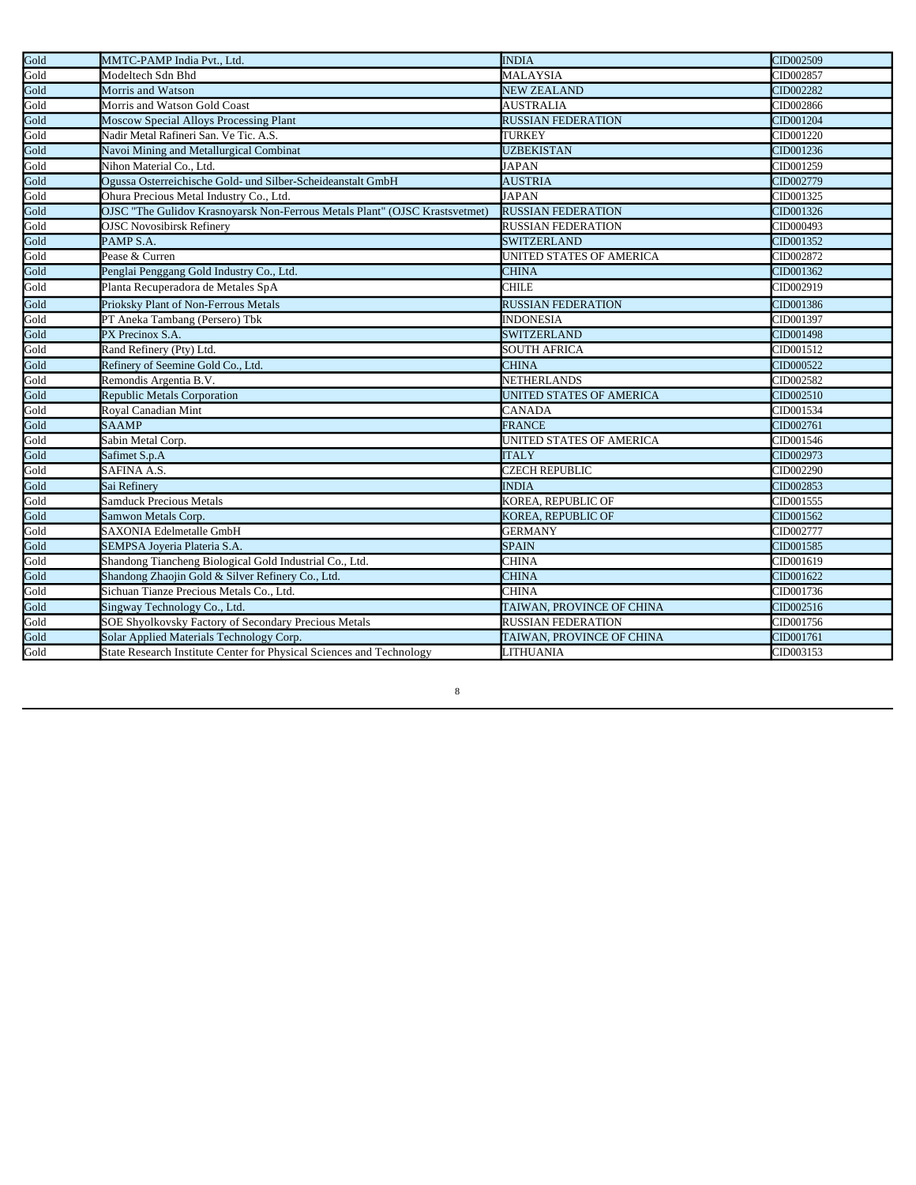| Gold | MMTC-PAMP India Pvt., Ltd. | INDIA | CID002509 |
|---|---|---|---|
| Gold | Modeltech Sdn Bhd | MALAYSIA | CID002857 |
| Gold | Morris and Watson | NEW ZEALAND | CID002282 |
| Gold | Morris and Watson Gold Coast | AUSTRALIA | CID002866 |
| Gold | Moscow Special Alloys Processing Plant | RUSSIAN FEDERATION | CID001204 |
| Gold | Nadir Metal Rafineri San. Ve Tic. A.S. | TURKEY | CID001220 |
| Gold | Navoi Mining and Metallurgical Combinat | UZBEKISTAN | CID001236 |
| Gold | Nihon Material Co., Ltd. | JAPAN | CID001259 |
| Gold | Ogussa Osterreichische Gold- und Silber-Scheideanstalt GmbH | AUSTRIA | CID002779 |
| Gold | Ohura Precious Metal Industry Co., Ltd. | JAPAN | CID001325 |
| Gold | OJSC "The Gulidov Krasnoyarsk Non-Ferrous Metals Plant" (OJSC Krastsvetmet) | RUSSIAN FEDERATION | CID001326 |
| Gold | OJSC Novosibirsk Refinery | RUSSIAN FEDERATION | CID000493 |
| Gold | PAMP S.A. | SWITZERLAND | CID001352 |
| Gold | Pease & Curren | UNITED STATES OF AMERICA | CID002872 |
| Gold | Penglai Penggang Gold Industry Co., Ltd. | CHINA | CID001362 |
| Gold | Planta Recuperadora de Metales SpA | CHILE | CID002919 |
| Gold | Prioksky Plant of Non-Ferrous Metals | RUSSIAN FEDERATION | CID001386 |
| Gold | PT Aneka Tambang (Persero) Tbk | INDONESIA | CID001397 |
| Gold | PX Precinox S.A. | SWITZERLAND | CID001498 |
| Gold | Rand Refinery (Pty) Ltd. | SOUTH AFRICA | CID001512 |
| Gold | Refinery of Seemine Gold Co., Ltd. | CHINA | CID000522 |
| Gold | Remondis Argentia B.V. | NETHERLANDS | CID002582 |
| Gold | Republic Metals Corporation | UNITED STATES OF AMERICA | CID002510 |
| Gold | Royal Canadian Mint | CANADA | CID001534 |
| Gold | SAAMP | FRANCE | CID002761 |
| Gold | Sabin Metal Corp. | UNITED STATES OF AMERICA | CID001546 |
| Gold | Safimet S.p.A | ITALY | CID002973 |
| Gold | SAFINA A.S. | CZECH REPUBLIC | CID002290 |
| Gold | Sai Refinery | INDIA | CID002853 |
| Gold | Samduck Precious Metals | KOREA, REPUBLIC OF | CID001555 |
| Gold | Samwon Metals Corp. | KOREA, REPUBLIC OF | CID001562 |
| Gold | SAXONIA Edelmetalle GmbH | GERMANY | CID002777 |
| Gold | SEMPSA Joyeria Plateria S.A. | SPAIN | CID001585 |
| Gold | Shandong Tiancheng Biological Gold Industrial Co., Ltd. | CHINA | CID001619 |
| Gold | Shandong Zhaojin Gold & Silver Refinery Co., Ltd. | CHINA | CID001622 |
| Gold | Sichuan Tianze Precious Metals Co., Ltd. | CHINA | CID001736 |
| Gold | Singway Technology Co., Ltd. | TAIWAN, PROVINCE OF CHINA | CID002516 |
| Gold | SOE Shyolkovsky Factory of Secondary Precious Metals | RUSSIAN FEDERATION | CID001756 |
| Gold | Solar Applied Materials Technology Corp. | TAIWAN, PROVINCE OF CHINA | CID001761 |
| Gold | State Research Institute Center for Physical Sciences and Technology | LITHUANIA | CID003153 |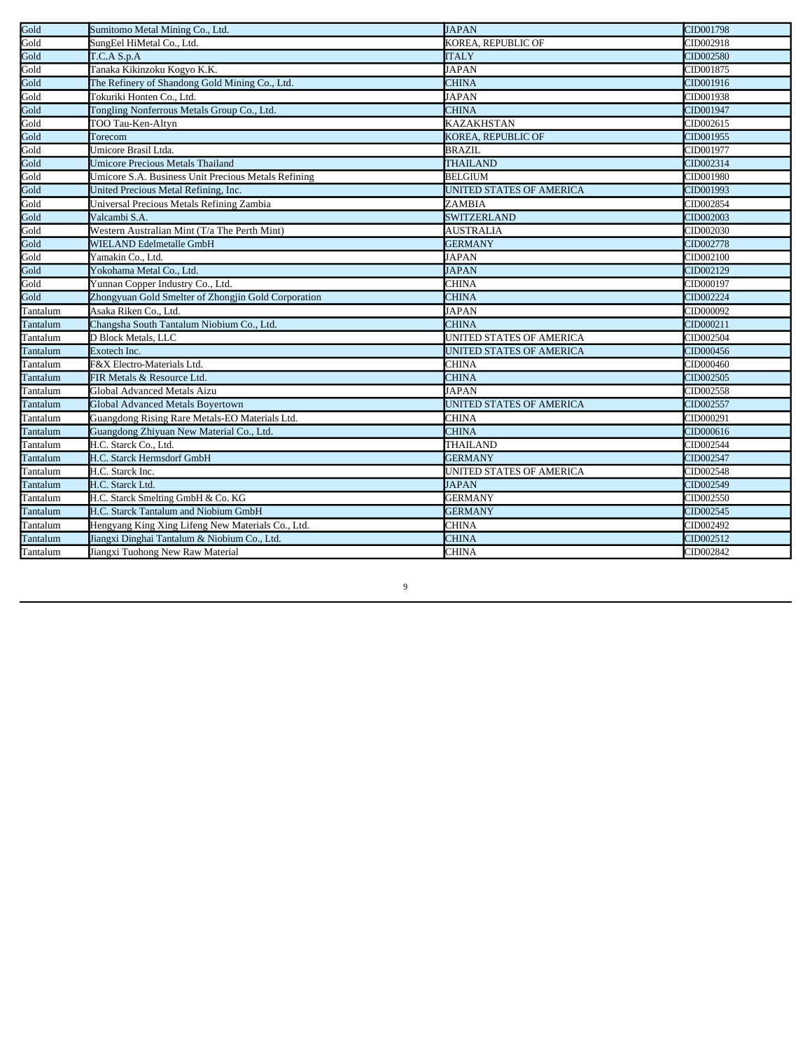| Gold | Sumitomo Metal Mining Co., Ltd. | JAPAN | CID001798 |
|---|---|---|---|
| Gold | SungEel HiMetal Co., Ltd. | KOREA, REPUBLIC OF | CID002918 |
| Gold | T.C.A S.p.A | ITALY | CID002580 |
| Gold | Tanaka Kikinzoku Kogyo K.K. | JAPAN | CID001875 |
| Gold | The Refinery of Shandong Gold Mining Co., Ltd. | CHINA | CID001916 |
| Gold | Tokuriki Honten Co., Ltd. | JAPAN | CID001938 |
| Gold | Tongling Nonferrous Metals Group Co., Ltd. | CHINA | CID001947 |
| Gold | TOO Tau-Ken-Altyn | KAZAKHSTAN | CID002615 |
| Gold | Torecom | KOREA, REPUBLIC OF | CID001955 |
| Gold | Umicore Brasil Ltda. | BRAZIL | CID001977 |
| Gold | Umicore Precious Metals Thailand | THAILAND | CID002314 |
| Gold | Umicore S.A. Business Unit Precious Metals Refining | BELGIUM | CID001980 |
| Gold | United Precious Metal Refining, Inc. | UNITED STATES OF AMERICA | CID001993 |
| Gold | Universal Precious Metals Refining Zambia | ZAMBIA | CID002854 |
| Gold | Valcambi S.A. | SWITZERLAND | CID002003 |
| Gold | Western Australian Mint (T/a The Perth Mint) | AUSTRALIA | CID002030 |
| Gold | WIELAND Edelmetalle GmbH | GERMANY | CID002778 |
| Gold | Yamakin Co., Ltd. | JAPAN | CID002100 |
| Gold | Yokohama Metal Co., Ltd. | JAPAN | CID002129 |
| Gold | Yunnan Copper Industry Co., Ltd. | CHINA | CID000197 |
| Gold | Zhongyuan Gold Smelter of Zhongjin Gold Corporation | CHINA | CID002224 |
| Tantalum | Asaka Riken Co., Ltd. | JAPAN | CID000092 |
| Tantalum | Changsha South Tantalum Niobium Co., Ltd. | CHINA | CID000211 |
| Tantalum | D Block Metals, LLC | UNITED STATES OF AMERICA | CID002504 |
| Tantalum | Exotech Inc. | UNITED STATES OF AMERICA | CID000456 |
| Tantalum | F&X Electro-Materials Ltd. | CHINA | CID000460 |
| Tantalum | FIR Metals & Resource Ltd. | CHINA | CID002505 |
| Tantalum | Global Advanced Metals Aizu | JAPAN | CID002558 |
| Tantalum | Global Advanced Metals Boyertown | UNITED STATES OF AMERICA | CID002557 |
| Tantalum | Guangdong Rising Rare Metals-EO Materials Ltd. | CHINA | CID000291 |
| Tantalum | Guangdong Zhiyuan New Material Co., Ltd. | CHINA | CID000616 |
| Tantalum | H.C. Starck Co., Ltd. | THAILAND | CID002544 |
| Tantalum | H.C. Starck Hermsdorf GmbH | GERMANY | CID002547 |
| Tantalum | H.C. Starck Inc. | UNITED STATES OF AMERICA | CID002548 |
| Tantalum | H.C. Starck Ltd. | JAPAN | CID002549 |
| Tantalum | H.C. Starck Smelting GmbH & Co. KG | GERMANY | CID002550 |
| Tantalum | H.C. Starck Tantalum and Niobium GmbH | GERMANY | CID002545 |
| Tantalum | Hengyang King Xing Lifeng New Materials Co., Ltd. | CHINA | CID002492 |
| Tantalum | Jiangxi Dinghai Tantalum & Niobium Co., Ltd. | CHINA | CID002512 |
| Tantalum | Jiangxi Tuohong New Raw Material | CHINA | CID002842 |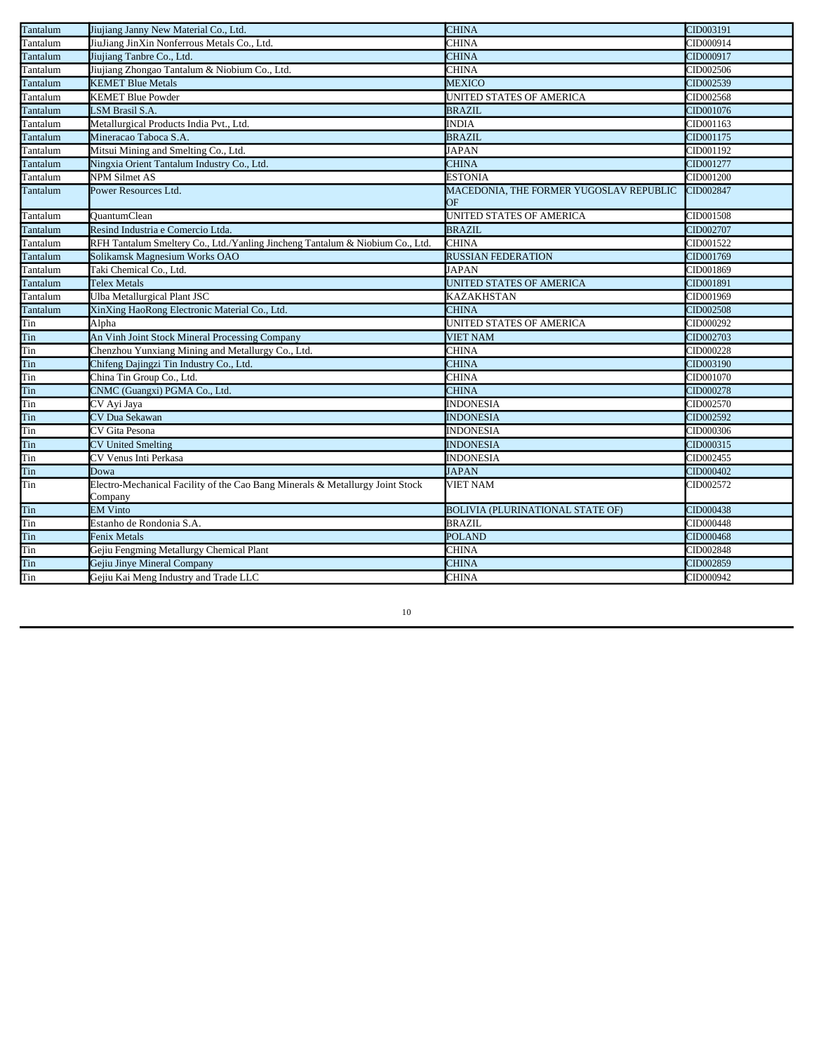| | | | |
|---|---|---|---|
| Tantalum | Jiujiang Janny New Material Co., Ltd. | CHINA | CID003191 |
| Tantalum | JiuJiang JinXin Nonferrous Metals Co., Ltd. | CHINA | CID000914 |
| Tantalum | Jiujiang Tanbre Co., Ltd. | CHINA | CID000917 |
| Tantalum | Jiujiang Zhongao Tantalum & Niobium Co., Ltd. | CHINA | CID002506 |
| Tantalum | KEMET Blue Metals | MEXICO | CID002539 |
| Tantalum | KEMET Blue Powder | UNITED STATES OF AMERICA | CID002568 |
| Tantalum | LSM Brasil S.A. | BRAZIL | CID001076 |
| Tantalum | Metallurgical Products India Pvt., Ltd. | INDIA | CID001163 |
| Tantalum | Mineracao Taboca S.A. | BRAZIL | CID001175 |
| Tantalum | Mitsui Mining and Smelting Co., Ltd. | JAPAN | CID001192 |
| Tantalum | Ningxia Orient Tantalum Industry Co., Ltd. | CHINA | CID001277 |
| Tantalum | NPM Silmet AS | ESTONIA | CID001200 |
| Tantalum | Power Resources Ltd. | MACEDONIA, THE FORMER YUGOSLAV REPUBLIC OF | CID002847 |
| Tantalum | QuantumClean | UNITED STATES OF AMERICA | CID001508 |
| Tantalum | Resind Industria e Comercio Ltda. | BRAZIL | CID002707 |
| Tantalum | RFH Tantalum Smeltery Co., Ltd./Yanling Jincheng Tantalum & Niobium Co., Ltd. | CHINA | CID001522 |
| Tantalum | Solikamsk Magnesium Works OAO | RUSSIAN FEDERATION | CID001769 |
| Tantalum | Taki Chemical Co., Ltd. | JAPAN | CID001869 |
| Tantalum | Telex Metals | UNITED STATES OF AMERICA | CID001891 |
| Tantalum | Ulba Metallurgical Plant JSC | KAZAKHSTAN | CID001969 |
| Tantalum | XinXing HaoRong Electronic Material Co., Ltd. | CHINA | CID002508 |
| Tin | Alpha | UNITED STATES OF AMERICA | CID000292 |
| Tin | An Vinh Joint Stock Mineral Processing Company | VIET NAM | CID002703 |
| Tin | Chenzhou Yunxiang Mining and Metallurgy Co., Ltd. | CHINA | CID000228 |
| Tin | Chifeng Dajingzi Tin Industry Co., Ltd. | CHINA | CID003190 |
| Tin | China Tin Group Co., Ltd. | CHINA | CID001070 |
| Tin | CNMC (Guangxi) PGMA Co., Ltd. | CHINA | CID000278 |
| Tin | CV Ayi Jaya | INDONESIA | CID002570 |
| Tin | CV Dua Sekawan | INDONESIA | CID002592 |
| Tin | CV Gita Pesona | INDONESIA | CID000306 |
| Tin | CV United Smelting | INDONESIA | CID000315 |
| Tin | CV Venus Inti Perkasa | INDONESIA | CID002455 |
| Tin | Dowa | JAPAN | CID000402 |
| Tin | Electro-Mechanical Facility of the Cao Bang Minerals & Metallurgy Joint Stock Company | VIET NAM | CID002572 |
| Tin | EM Vinto | BOLIVIA (PLURINATIONAL STATE OF) | CID000438 |
| Tin | Estanho de Rondonia S.A. | BRAZIL | CID000448 |
| Tin | Fenix Metals | POLAND | CID000468 |
| Tin | Gejiu Fengming Metallurgy Chemical Plant | CHINA | CID002848 |
| Tin | Gejiu Jinye Mineral Company | CHINA | CID002859 |
| Tin | Gejiu Kai Meng Industry and Trade LLC | CHINA | CID000942 |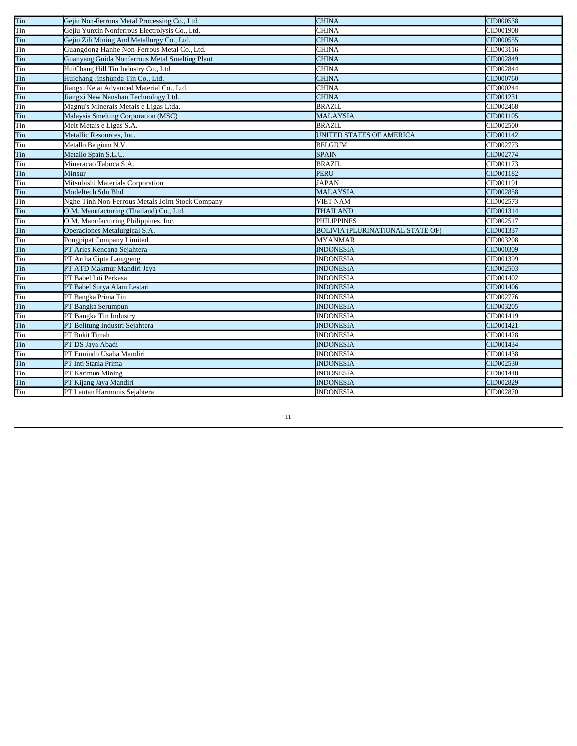| | | | |
|---|---|---|---|
| Tin | Gejiu Non-Ferrous Metal Processing Co., Ltd. | CHINA | CID000538 |
| Tin | Gejiu Yunxin Nonferrous Electrolysis Co., Ltd. | CHINA | CID001908 |
| Tin | Gejiu Zili Mining And Metallurgy Co., Ltd. | CHINA | CID000555 |
| Tin | Guangdong Hanhe Non-Ferrous Metal Co., Ltd. | CHINA | CID003116 |
| Tin | Guanyang Guida Nonferrous Metal Smelting Plant | CHINA | CID002849 |
| Tin | HuiChang Hill Tin Industry Co., Ltd. | CHINA | CID002844 |
| Tin | Huichang Jinshunda Tin Co., Ltd. | CHINA | CID000760 |
| Tin | Jiangxi Ketai Advanced Material Co., Ltd. | CHINA | CID000244 |
| Tin | Jiangxi New Nanshan Technology Ltd. | CHINA | CID001231 |
| Tin | Magnu's Minerais Metais e Ligas Ltda. | BRAZIL | CID002468 |
| Tin | Malaysia Smelting Corporation (MSC) | MALAYSIA | CID001105 |
| Tin | Melt Metais e Ligas S.A. | BRAZIL | CID002500 |
| Tin | Metallic Resources, Inc. | UNITED STATES OF AMERICA | CID001142 |
| Tin | Metallo Belgium N.V. | BELGIUM | CID002773 |
| Tin | Metallo Spain S.L.U. | SPAIN | CID002774 |
| Tin | Mineracao Taboca S.A. | BRAZIL | CID001173 |
| Tin | Minsur | PERU | CID001182 |
| Tin | Mitsubishi Materials Corporation | JAPAN | CID001191 |
| Tin | Modeltech Sdn Bhd | MALAYSIA | CID002858 |
| Tin | Nghe Tinh Non-Ferrous Metals Joint Stock Company | VIET NAM | CID002573 |
| Tin | O.M. Manufacturing (Thailand) Co., Ltd. | THAILAND | CID001314 |
| Tin | O.M. Manufacturing Philippines, Inc. | PHILIPPINES | CID002517 |
| Tin | Operaciones Metalurgical S.A. | BOLIVIA (PLURINATIONAL STATE OF) | CID001337 |
| Tin | Pongpipat Company Limited | MYANMAR | CID003208 |
| Tin | PT Aries Kencana Sejahtera | INDONESIA | CID000309 |
| Tin | PT Artha Cipta Langgeng | INDONESIA | CID001399 |
| Tin | PT ATD Makmur Mandiri Jaya | INDONESIA | CID002503 |
| Tin | PT Babel Inti Perkasa | INDONESIA | CID001402 |
| Tin | PT Babel Surya Alam Lestari | INDONESIA | CID001406 |
| Tin | PT Bangka Prima Tin | INDONESIA | CID002776 |
| Tin | PT Bangka Serumpun | INDONESIA | CID003205 |
| Tin | PT Bangka Tin Industry | INDONESIA | CID001419 |
| Tin | PT Belitung Industri Sejahtera | INDONESIA | CID001421 |
| Tin | PT Bukit Timah | INDONESIA | CID001428 |
| Tin | PT DS Jaya Abadi | INDONESIA | CID001434 |
| Tin | PT Eunindo Usaha Mandiri | INDONESIA | CID001438 |
| Tin | PT Inti Stania Prima | INDONESIA | CID002530 |
| Tin | PT Karimun Mining | INDONESIA | CID001448 |
| Tin | PT Kijang Jaya Mandiri | INDONESIA | CID002829 |
| Tin | PT Lautan Harmonis Sejahtera | INDONESIA | CID002870 |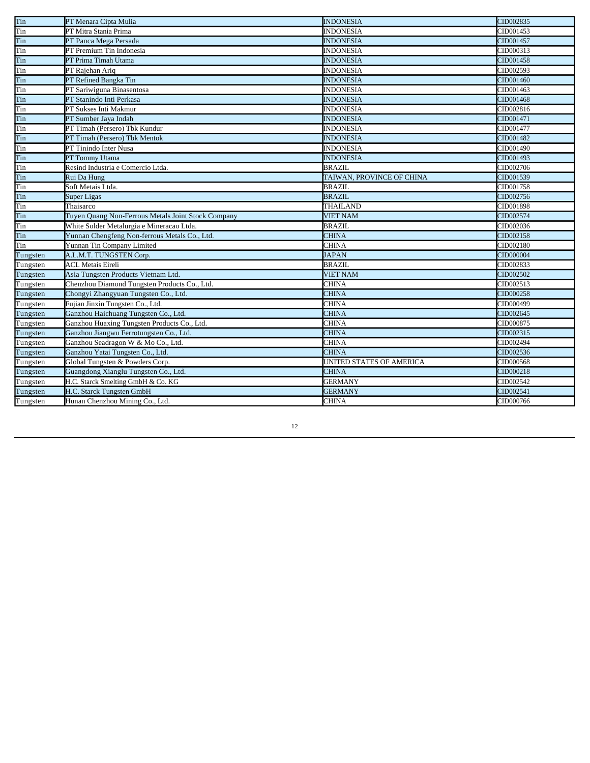| Tin | PT Menara Cipta Mulia | INDONESIA | CID002835 |
|---|---|---|---|
| Tin | PT Mitra Stania Prima | INDONESIA | CID001453 |
| Tin | PT Panca Mega Persada | INDONESIA | CID001457 |
| Tin | PT Premium Tin Indonesia | INDONESIA | CID000313 |
| Tin | PT Prima Timah Utama | INDONESIA | CID001458 |
| Tin | PT Rajehan Ariq | INDONESIA | CID002593 |
| Tin | PT Refined Bangka Tin | INDONESIA | CID001460 |
| Tin | PT Sariwiguna Binasentosa | INDONESIA | CID001463 |
| Tin | PT Stanindo Inti Perkasa | INDONESIA | CID001468 |
| Tin | PT Sukses Inti Makmur | INDONESIA | CID002816 |
| Tin | PT Sumber Jaya Indah | INDONESIA | CID001471 |
| Tin | PT Timah (Persero) Tbk Kundur | INDONESIA | CID001477 |
| Tin | PT Timah (Persero) Tbk Mentok | INDONESIA | CID001482 |
| Tin | PT Tinindo Inter Nusa | INDONESIA | CID001490 |
| Tin | PT Tommy Utama | INDONESIA | CID001493 |
| Tin | Resind Industria e Comercio Ltda. | BRAZIL | CID002706 |
| Tin | Rui Da Hung | TAIWAN, PROVINCE OF CHINA | CID001539 |
| Tin | Soft Metais Ltda. | BRAZIL | CID001758 |
| Tin | Super Ligas | BRAZIL | CID002756 |
| Tin | Thaisarco | THAILAND | CID001898 |
| Tin | Tuyen Quang Non-Ferrous Metals Joint Stock Company | VIET NAM | CID002574 |
| Tin | White Solder Metalurgia e Mineracao Ltda. | BRAZIL | CID002036 |
| Tin | Yunnan Chengfeng Non-ferrous Metals Co., Ltd. | CHINA | CID002158 |
| Tin | Yunnan Tin Company Limited | CHINA | CID002180 |
| Tungsten | A.L.M.T. TUNGSTEN Corp. | JAPAN | CID000004 |
| Tungsten | ACL Metais Eireli | BRAZIL | CID002833 |
| Tungsten | Asia Tungsten Products Vietnam Ltd. | VIET NAM | CID002502 |
| Tungsten | Chenzhou Diamond Tungsten Products Co., Ltd. | CHINA | CID002513 |
| Tungsten | Chongyi Zhangyuan Tungsten Co., Ltd. | CHINA | CID000258 |
| Tungsten | Fujian Jinxin Tungsten Co., Ltd. | CHINA | CID000499 |
| Tungsten | Ganzhou Haichuang Tungsten Co., Ltd. | CHINA | CID002645 |
| Tungsten | Ganzhou Huaxing Tungsten Products Co., Ltd. | CHINA | CID000875 |
| Tungsten | Ganzhou Jiangwu Ferrotungsten Co., Ltd. | CHINA | CID002315 |
| Tungsten | Ganzhou Seadragon W & Mo Co., Ltd. | CHINA | CID002494 |
| Tungsten | Ganzhou Yatai Tungsten Co., Ltd. | CHINA | CID002536 |
| Tungsten | Global Tungsten & Powders Corp. | UNITED STATES OF AMERICA | CID000568 |
| Tungsten | Guangdong Xianglu Tungsten Co., Ltd. | CHINA | CID000218 |
| Tungsten | H.C. Starck Smelting GmbH & Co. KG | GERMANY | CID002542 |
| Tungsten | H.C. Starck Tungsten GmbH | GERMANY | CID002541 |
| Tungsten | Hunan Chenzhou Mining Co., Ltd. | CHINA | CID000766 |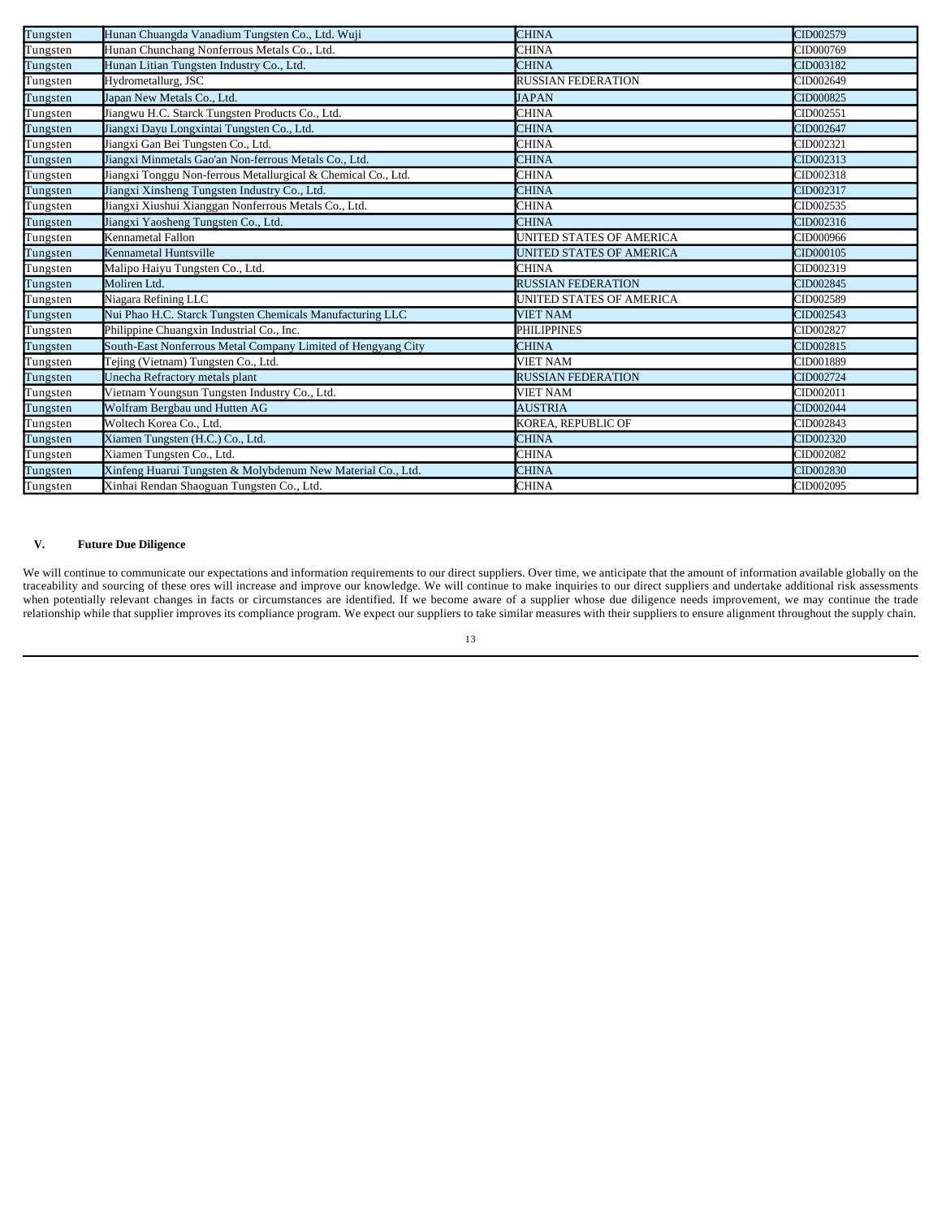| Tungsten | Hunan Chuangda Vanadium Tungsten Co., Ltd. Wuji | CHINA | CID002579 |
|---|---|---|---|
| Tungsten | Hunan Chunchang Nonferrous Metals Co., Ltd. | CHINA | CID000769 |
| Tungsten | Hunan Litian Tungsten Industry Co., Ltd. | CHINA | CID003182 |
| Tungsten | Hydrometallurg, JSC | RUSSIAN FEDERATION | CID002649 |
| Tungsten | Japan New Metals Co., Ltd. | JAPAN | CID000825 |
| Tungsten | Jiangwu H.C. Starck Tungsten Products Co., Ltd. | CHINA | CID002551 |
| Tungsten | Jiangxi Dayu Longxintai Tungsten Co., Ltd. | CHINA | CID002647 |
| Tungsten | Jiangxi Gan Bei Tungsten Co., Ltd. | CHINA | CID002321 |
| Tungsten | Jiangxi Minmetals Gao'an Non-ferrous Metals Co., Ltd. | CHINA | CID002313 |
| Tungsten | Jiangxi Tonggu Non-ferrous Metallurgical & Chemical Co., Ltd. | CHINA | CID002318 |
| Tungsten | Jiangxi Xinsheng Tungsten Industry Co., Ltd. | CHINA | CID002317 |
| Tungsten | Jiangxi Xiushui Xianggan Nonferrous Metals Co., Ltd. | CHINA | CID002535 |
| Tungsten | Jiangxi Yaosheng Tungsten Co., Ltd. | CHINA | CID002316 |
| Tungsten | Kennametal Fallon | UNITED STATES OF AMERICA | CID000966 |
| Tungsten | Kennametal Huntsville | UNITED STATES OF AMERICA | CID000105 |
| Tungsten | Malipo Haiyu Tungsten Co., Ltd. | CHINA | CID002319 |
| Tungsten | Moliren Ltd. | RUSSIAN FEDERATION | CID002845 |
| Tungsten | Niagara Refining LLC | UNITED STATES OF AMERICA | CID002589 |
| Tungsten | Nui Phao H.C. Starck Tungsten Chemicals Manufacturing LLC | VIET NAM | CID002543 |
| Tungsten | Philippine Chuangxin Industrial Co., Inc. | PHILIPPINES | CID002827 |
| Tungsten | South-East Nonferrous Metal Company Limited of Hengyang City | CHINA | CID002815 |
| Tungsten | Tejing (Vietnam) Tungsten Co., Ltd. | VIET NAM | CID001889 |
| Tungsten | Unecha Refractory metals plant | RUSSIAN FEDERATION | CID002724 |
| Tungsten | Vietnam Youngsun Tungsten Industry Co., Ltd. | VIET NAM | CID002011 |
| Tungsten | Wolfram Bergbau und Hutten AG | AUSTRIA | CID002044 |
| Tungsten | Woltech Korea Co., Ltd. | KOREA, REPUBLIC OF | CID002843 |
| Tungsten | Xiamen Tungsten (H.C.) Co., Ltd. | CHINA | CID002320 |
| Tungsten | Xiamen Tungsten Co., Ltd. | CHINA | CID002082 |
| Tungsten | Xinfeng Huarui Tungsten & Molybdenum New Material Co., Ltd. | CHINA | CID002830 |
| Tungsten | Xinhai Rendan Shaoguan Tungsten Co., Ltd. | CHINA | CID002095 |

## V. Future Due Diligence

We will continue to communicate our expectations and information requirements to our direct suppliers. Over time, we anticipate that the amount of information available globally on the traceability and sourcing of these ores will increase and improve our knowledge. We will continue to make inquiries to our direct suppliers and undertake additional risk assessments when potentially relevant changes in facts or circumstances are identified. If we become aware of a supplier whose due diligence needs improvement, we may continue the trade relationship while that supplier improves its compliance program. We expect our suppliers to take similar measures with their suppliers to ensure alignment throughout the supply chain.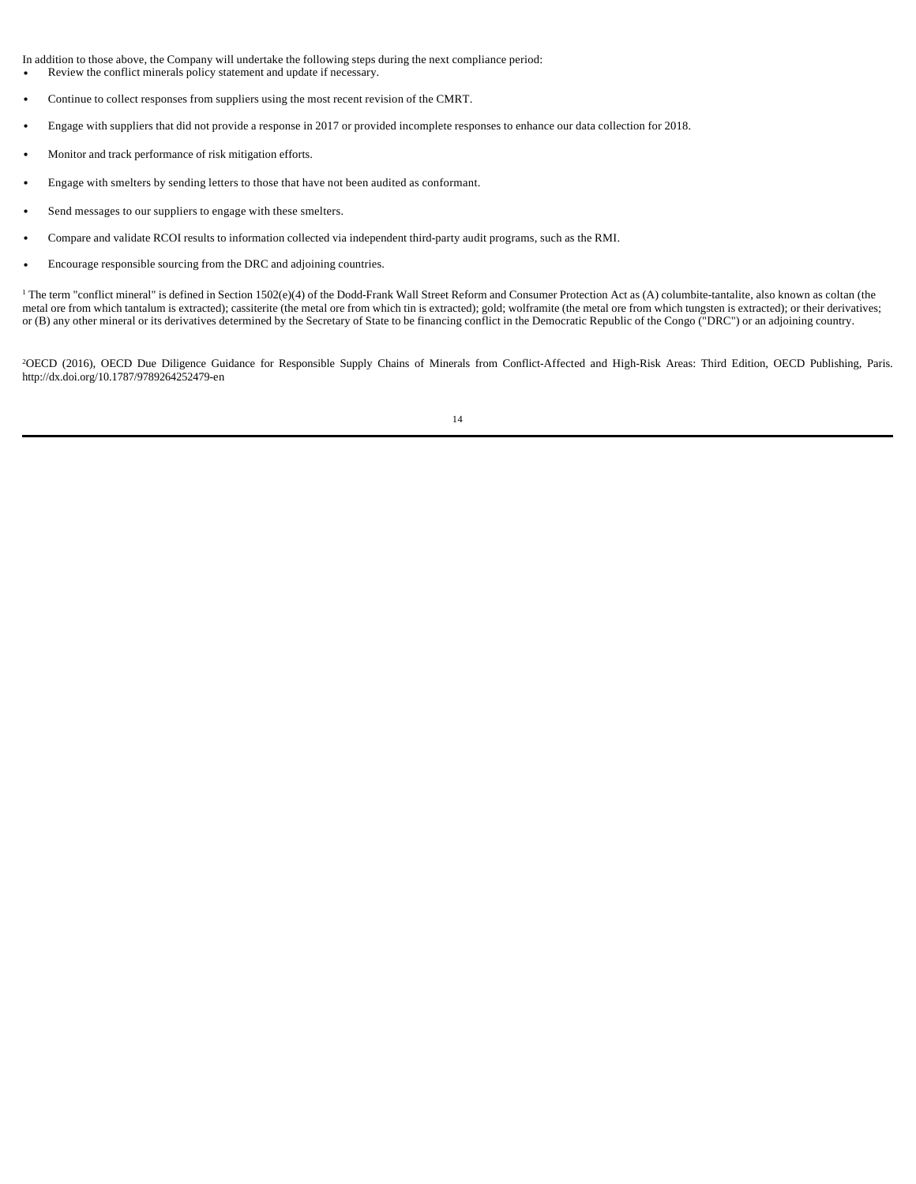In addition to those above, the Company will undertake the following steps during the next compliance period:

- Review the conflict minerals policy statement and update if necessary.
- Continue to collect responses from suppliers using the most recent revision of the CMRT.
- Engage with suppliers that did not provide a response in 2017 or provided incomplete responses to enhance our data collection for 2018.
- Monitor and track performance of risk mitigation efforts.
- Engage with smelters by sending letters to those that have not been audited as conformant.
- Send messages to our suppliers to engage with these smelters.
- Compare and validate RCOI results to information collected via independent third-party audit programs, such as the RMI.
- Encourage responsible sourcing from the DRC and adjoining countries.

[1] The term "conflict mineral" is defined in Section 1502(e)(4) of the Dodd-Frank Wall Street Reform and Consumer Protection Act as (A) columbite-tantalite, also known as coltan (the metal ore from which tantalum is extracted); cassiterite (the metal ore from which tin is extracted); gold; wolframite (the metal ore from which tungsten is extracted); or their derivatives; or (B) any other mineral or its derivatives determined by the Secretary of State to be financing conflict in the Democratic Republic of the Congo ("DRC") or an adjoining country.

[2] OECD (2016), OECD Due Diligence Guidance for Responsible Supply Chains of Minerals from Conflict-Affected and High-Risk Areas: Third Edition, OECD Publishing, Paris. http://dx.doi.org/10.1787/9789264252479-en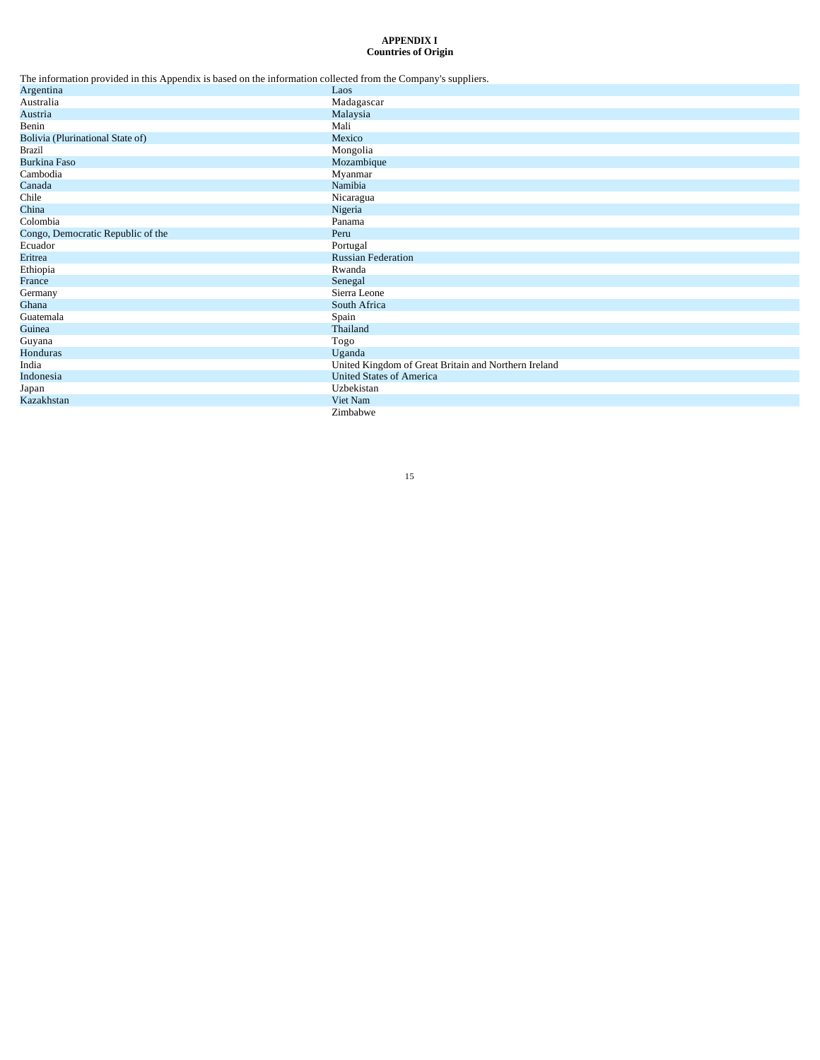**APPENDIX I**
**Countries of Origin**

The information provided in this Appendix is based on the information collected from the Company's suppliers.

| | |
|---|---|
| Argentina | Laos |
| Australia | Madagascar |
| Austria | Malaysia |
| Benin | Mali |
| Bolivia (Plurinational State of) | Mexico |
| Brazil | Mongolia |
| Burkina Faso | Mozambique |
| Cambodia | Myanmar |
| Canada | Namibia |
| Chile | Nicaragua |
| China | Nigeria |
| Colombia | Panama |
| Congo, Democratic Republic of the | Peru |
| Ecuador | Portugal |
| Eritrea | Russian Federation |
| Ethiopia | Rwanda |
| France | Senegal |
| Germany | Sierra Leone |
| Ghana | South Africa |
| Guatemala | Spain |
| Guinea | Thailand |
| Guyana | Togo |
| Honduras | Uganda |
| India | United Kingdom of Great Britain and Northern Ireland |
| Indonesia | United States of America |
| Japan | Uzbekistan |
| Kazakhstan | Viet Nam |
| | Zimbabwe |